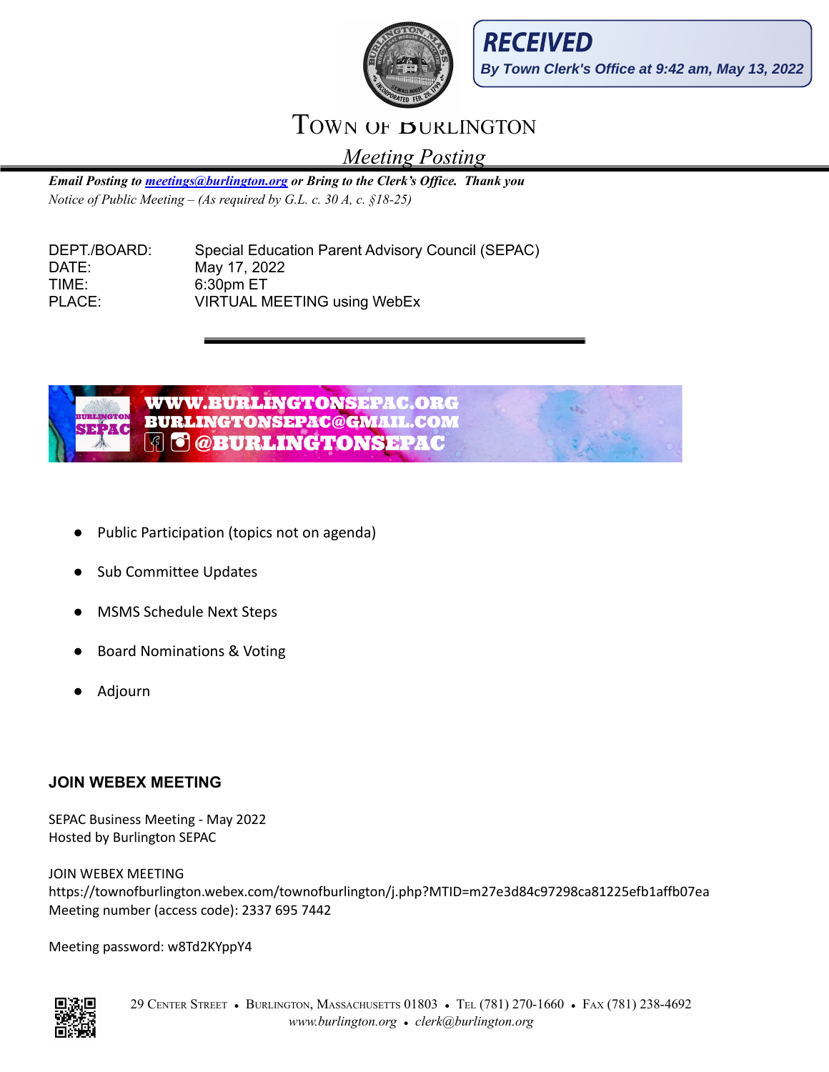**RECEIVED**
*By Town Clerk's Office at 9:42 am, May 13, 2022*

# TOWN OF BURLINGTON

*Meeting Posting*

***Email Posting to meetings@burlington.org or Bring to the Clerk's Office. Thank you***
*Notice of Public Meeting – (As required by G.L. c. 30 A, c. §18-25)*

DEPT./BOARD: Special Education Parent Advisory Council (SEPAC)
DATE: May 17, 2022
TIME: 6:30pm ET
PLACE: VIRTUAL MEETING using WebEx

WWW.BURLINGTONSEPAC.ORG
BURLINGTONSEPAC@GMAIL.COM
@BURLINGTONSEPAC

- Public Participation (topics not on agenda)
- Sub Committee Updates
- MSMS Schedule Next Steps
- Board Nominations & Voting
- Adjourn

### JOIN WEBEX MEETING

SEPAC Business Meeting - May 2022
Hosted by Burlington SEPAC

JOIN WEBEX MEETING
https://townofburlington.webex.com/townofburlington/j.php?MTID=m27e3d84c97298ca81225efb1affb07ea
Meeting number (access code): 2337 695 7442

Meeting password: w8Td2KYppY4

29 CENTER STREET • BURLINGTON, MASSACHUSETTS 01803 • TEL (781) 270-1660 • FAX (781) 238-4692
*www.burlington.org • clerk@burlington.org*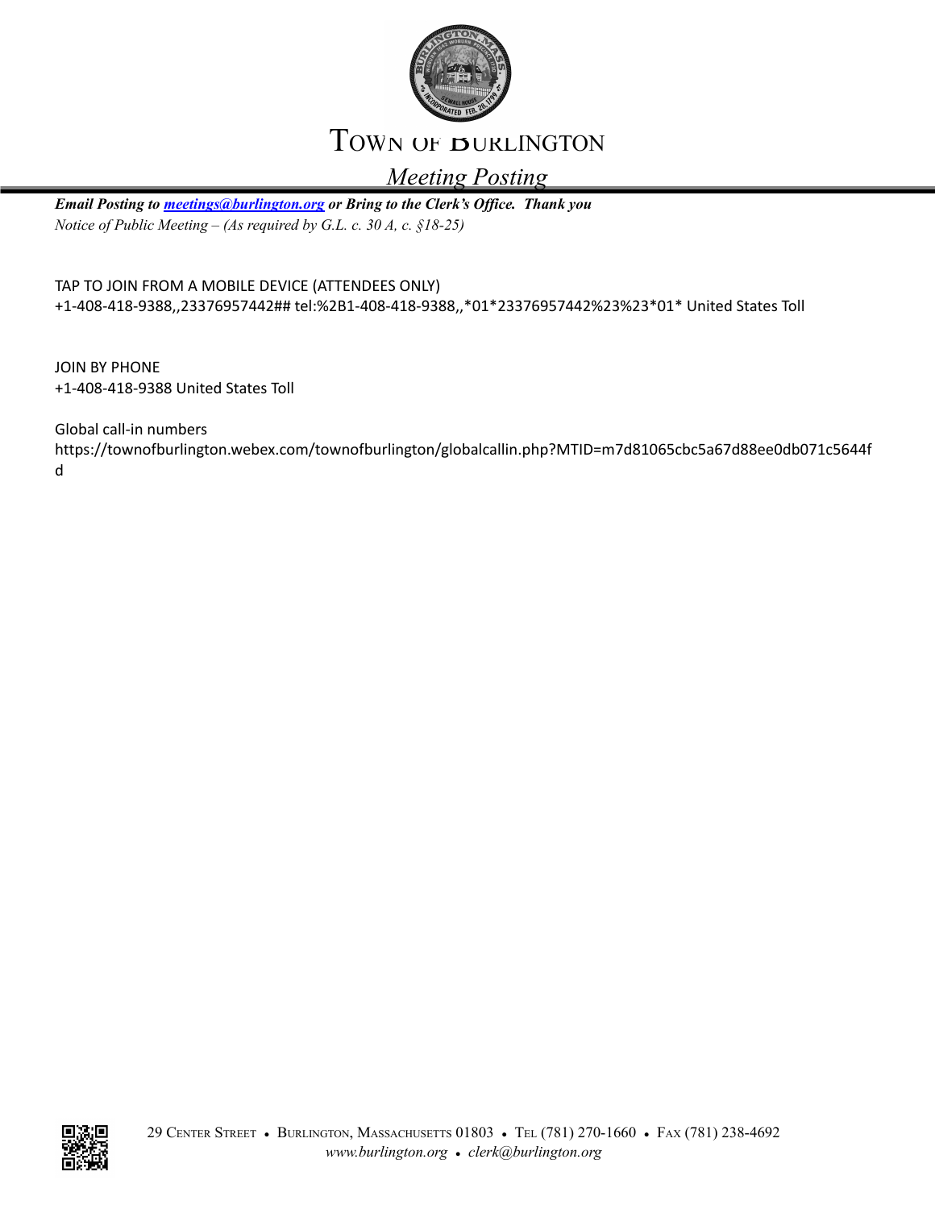# Town of Burlington

*Meeting Posting*

***Email Posting to [meetings@burlington.org](mailto:meetings@burlington.org) or Bring to the Clerk's Office. Thank you***

*Notice of Public Meeting – (As required by G.L. c. 30 A, c. §18-25)*

TAP TO JOIN FROM A MOBILE DEVICE (ATTENDEES ONLY)
+1-408-418-9388,,23376957442## tel:%2B1-408-418-9388,,*01*23376957442%23%23*01* United States Toll

JOIN BY PHONE
+1-408-418-9388 United States Toll

Global call-in numbers
https://townofburlington.webex.com/townofburlington/globalcallin.php?MTID=m7d81065cbc5a67d88ee0db071c5644fd

29 Center Street • Burlington, Massachusetts 01803 • Tel (781) 270-1660 • Fax (781) 238-4692
*www.burlington.org • clerk@burlington.org*